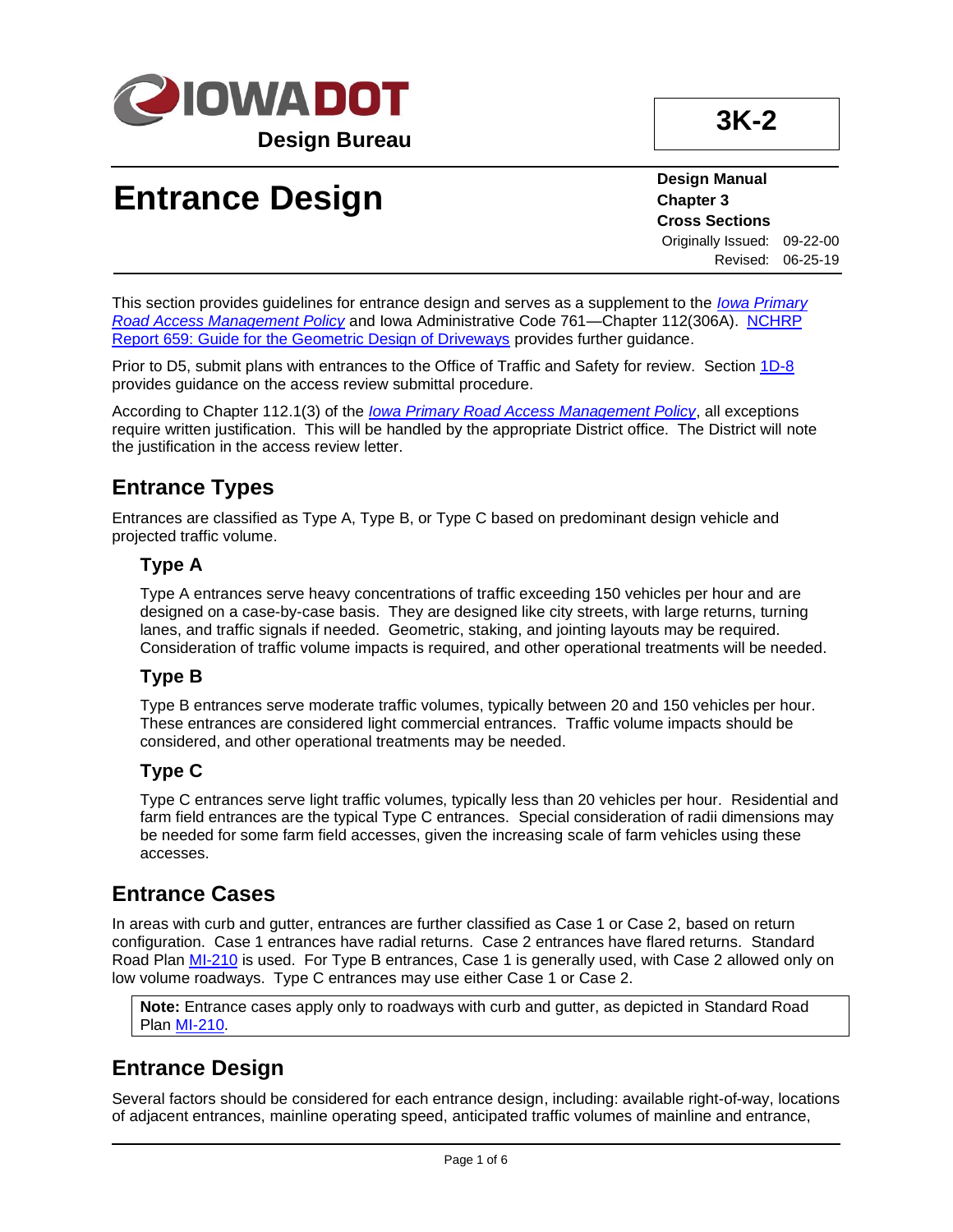# IOWA DOT

**Design Bureau**

**3K-2**

# Entrance Design

**Design Manual**
**Chapter 3**
**Cross Sections**
Originally Issued: 09-22-00
Revised: 06-25-19

This section provides guidelines for entrance design and serves as a supplement to the *Iowa Primary Road Access Management Policy* and Iowa Administrative Code 761—Chapter 112(306A). NCHRP Report 659: Guide for the Geometric Design of Driveways provides further guidance.

Prior to D5, submit plans with entrances to the Office of Traffic and Safety for review. Section 1D-8 provides guidance on the access review submittal procedure.

According to Chapter 112.1(3) of the *Iowa Primary Road Access Management Policy*, all exceptions require written justification. This will be handled by the appropriate District office. The District will note the justification in the access review letter.

## Entrance Types

Entrances are classified as Type A, Type B, or Type C based on predominant design vehicle and projected traffic volume.

### Type A

Type A entrances serve heavy concentrations of traffic exceeding 150 vehicles per hour and are designed on a case-by-case basis. They are designed like city streets, with large returns, turning lanes, and traffic signals if needed. Geometric, staking, and jointing layouts may be required. Consideration of traffic volume impacts is required, and other operational treatments will be needed.

### Type B

Type B entrances serve moderate traffic volumes, typically between 20 and 150 vehicles per hour. These entrances are considered light commercial entrances. Traffic volume impacts should be considered, and other operational treatments may be needed.

### Type C

Type C entrances serve light traffic volumes, typically less than 20 vehicles per hour. Residential and farm field entrances are the typical Type C entrances. Special consideration of radii dimensions may be needed for some farm field accesses, given the increasing scale of farm vehicles using these accesses.

## Entrance Cases

In areas with curb and gutter, entrances are further classified as Case 1 or Case 2, based on return configuration. Case 1 entrances have radial returns. Case 2 entrances have flared returns. Standard Road Plan MI-210 is used. For Type B entrances, Case 1 is generally used, with Case 2 allowed only on low volume roadways. Type C entrances may use either Case 1 or Case 2.

> **Note:** Entrance cases apply only to roadways with curb and gutter, as depicted in Standard Road Plan MI-210.

## Entrance Design

Several factors should be considered for each entrance design, including: available right-of-way, locations of adjacent entrances, mainline operating speed, anticipated traffic volumes of mainline and entrance,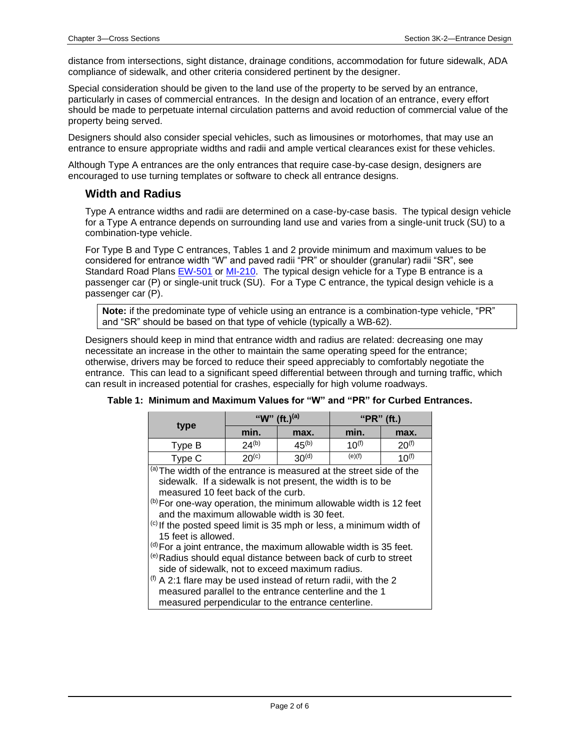distance from intersections, sight distance, drainage conditions, accommodation for future sidewalk, ADA compliance of sidewalk, and other criteria considered pertinent by the designer.

Special consideration should be given to the land use of the property to be served by an entrance, particularly in cases of commercial entrances. In the design and location of an entrance, every effort should be made to perpetuate internal circulation patterns and avoid reduction of commercial value of the property being served.

Designers should also consider special vehicles, such as limousines or motorhomes, that may use an entrance to ensure appropriate widths and radii and ample vertical clearances exist for these vehicles.

Although Type A entrances are the only entrances that require case-by-case design, designers are encouraged to use turning templates or software to check all entrance designs.

## Width and Radius

Type A entrance widths and radii are determined on a case-by-case basis. The typical design vehicle for a Type A entrance depends on surrounding land use and varies from a single-unit truck (SU) to a combination-type vehicle.

For Type B and Type C entrances, Tables 1 and 2 provide minimum and maximum values to be considered for entrance width "W" and paved radii "PR" or shoulder (granular) radii "SR", see Standard Road Plans EW-501 or MI-210. The typical design vehicle for a Type B entrance is a passenger car (P) or single-unit truck (SU). For a Type C entrance, the typical design vehicle is a passenger car (P).

> **Note:** if the predominate type of vehicle using an entrance is a combination-type vehicle, "PR" and "SR" should be based on that type of vehicle (typically a WB-62).

Designers should keep in mind that entrance width and radius are related: decreasing one may necessitate an increase in the other to maintain the same operating speed for the entrance; otherwise, drivers may be forced to reduce their speed appreciably to comfortably negotiate the entrance. This can lead to a significant speed differential between through and turning traffic, which can result in increased potential for crashes, especially for high volume roadways.

**Table 1: Minimum and Maximum Values for "W" and "PR" for Curbed Entrances.**

| type | "W" (ft.)[a] | | "PR" (ft.) | |
|---|---|---|---|---|
| | min. | max. | min. | max. |
| Type B | 24[b] | 45[b] | 10[f] | 20[f] |
| Type C | 20[c] | 30[d] | [e][f] | 10[f] |

[a] The width of the entrance is measured at the street side of the sidewalk. If a sidewalk is not present, the width is to be measured 10 feet back of the curb.

[b] For one-way operation, the minimum allowable width is 12 feet and the maximum allowable width is 30 feet.

[c] If the posted speed limit is 35 mph or less, a minimum width of 15 feet is allowed.

[d] For a joint entrance, the maximum allowable width is 35 feet.

[e] Radius should equal distance between back of curb to street side of sidewalk, not to exceed maximum radius.

[f] A 2:1 flare may be used instead of return radii, with the 2 measured parallel to the entrance centerline and the 1 measured perpendicular to the entrance centerline.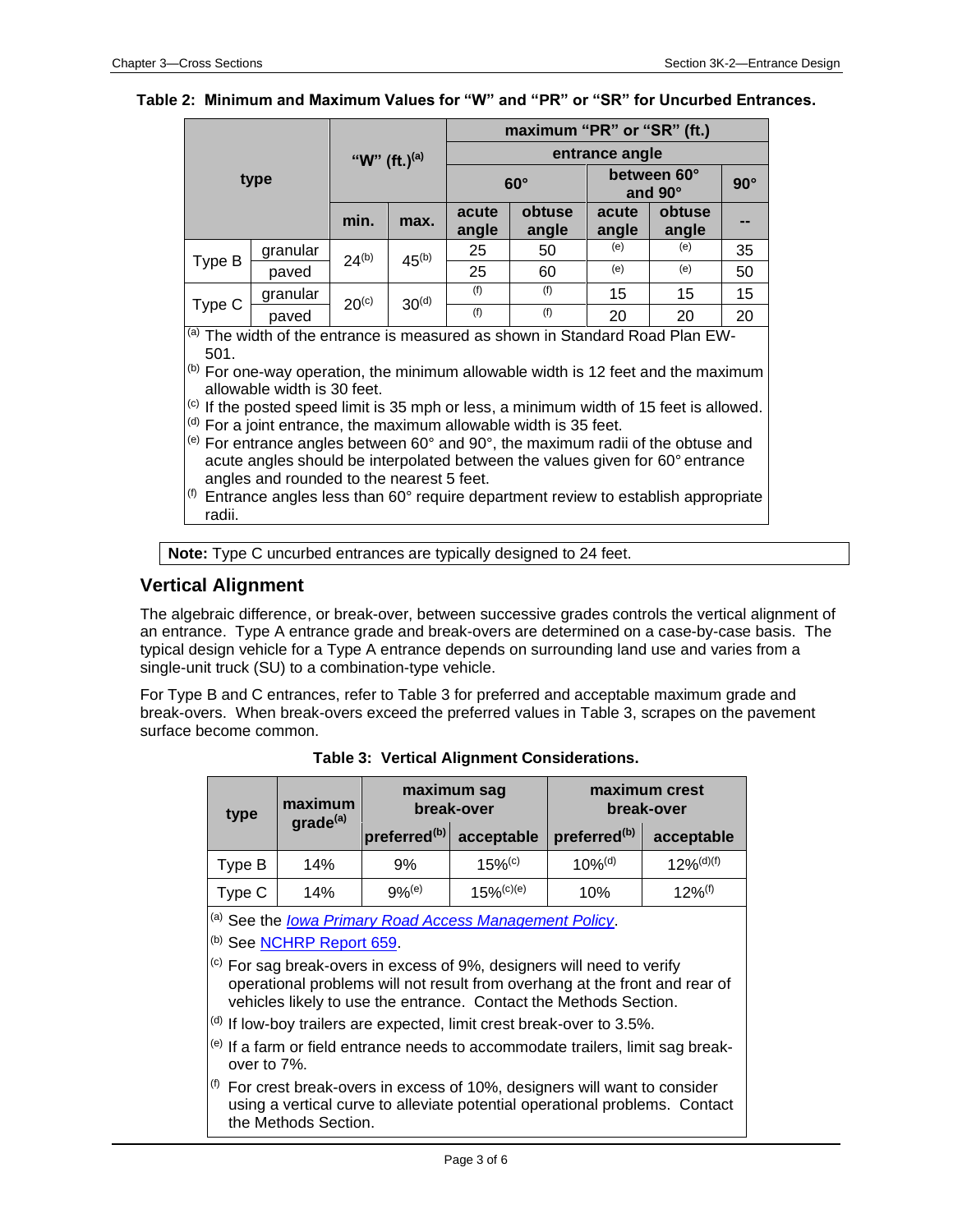**Table 2: Minimum and Maximum Values for "W" and "PR" or "SR" for Uncurbed Entrances.**

| type | | "W" (ft.)[a] | | maximum "PR" or "SR" (ft.) | | | | |
|---|---|---|---|---|---|---|---|---|
| | | | | entrance angle | | | | |
| | | | | 60° | | between 60° and 90° | | 90° |
| | | min. | max. | acute angle | obtuse angle | acute angle | obtuse angle | -- |
| Type B | granular | 24[b] | 45[b] | 25 | 50 | [e] | [e] | 35 |
| | paved | | | 25 | 60 | [e] | [e] | 50 |
| Type C | granular | 20[c] | 30[d] | [f] | [f] | 15 | 15 | 15 |
| | paved | | | [f] | [f] | 20 | 20 | 20 |

[a] The width of the entrance is measured as shown in Standard Road Plan EW-501.

[b] For one-way operation, the minimum allowable width is 12 feet and the maximum allowable width is 30 feet.

[c] If the posted speed limit is 35 mph or less, a minimum width of 15 feet is allowed.

[d] For a joint entrance, the maximum allowable width is 35 feet.

[e] For entrance angles between 60° and 90°, the maximum radii of the obtuse and acute angles should be interpolated between the values given for 60° entrance angles and rounded to the nearest 5 feet.

[f] Entrance angles less than 60° require department review to establish appropriate radii.

**Note:** Type C uncurbed entrances are typically designed to 24 feet.

## Vertical Alignment

The algebraic difference, or break-over, between successive grades controls the vertical alignment of an entrance. Type A entrance grade and break-overs are determined on a case-by-case basis. The typical design vehicle for a Type A entrance depends on surrounding land use and varies from a single-unit truck (SU) to a combination-type vehicle.

For Type B and C entrances, refer to Table 3 for preferred and acceptable maximum grade and break-overs. When break-overs exceed the preferred values in Table 3, scrapes on the pavement surface become common.

**Table 3: Vertical Alignment Considerations.**

| type | maximum grade[a] | maximum sag break-over | | maximum crest break-over | |
|---|---|---|---|---|---|
| | | preferred[b] | acceptable | preferred[b] | acceptable |
| Type B | 14% | 9% | 15%[c] | 10%[d] | 12%[d][f] |
| Type C | 14% | 9%[e] | 15%[c][e] | 10% | 12%[f] |

[a] See the *Iowa Primary Road Access Management Policy*.

[b] See NCHRP Report 659.

[c] For sag break-overs in excess of 9%, designers will need to verify operational problems will not result from overhang at the front and rear of vehicles likely to use the entrance. Contact the Methods Section.

[d] If low-boy trailers are expected, limit crest break-over to 3.5%.

[e] If a farm or field entrance needs to accommodate trailers, limit sag break-over to 7%.

[f] For crest break-overs in excess of 10%, designers will want to consider using a vertical curve to alleviate potential operational problems. Contact the Methods Section.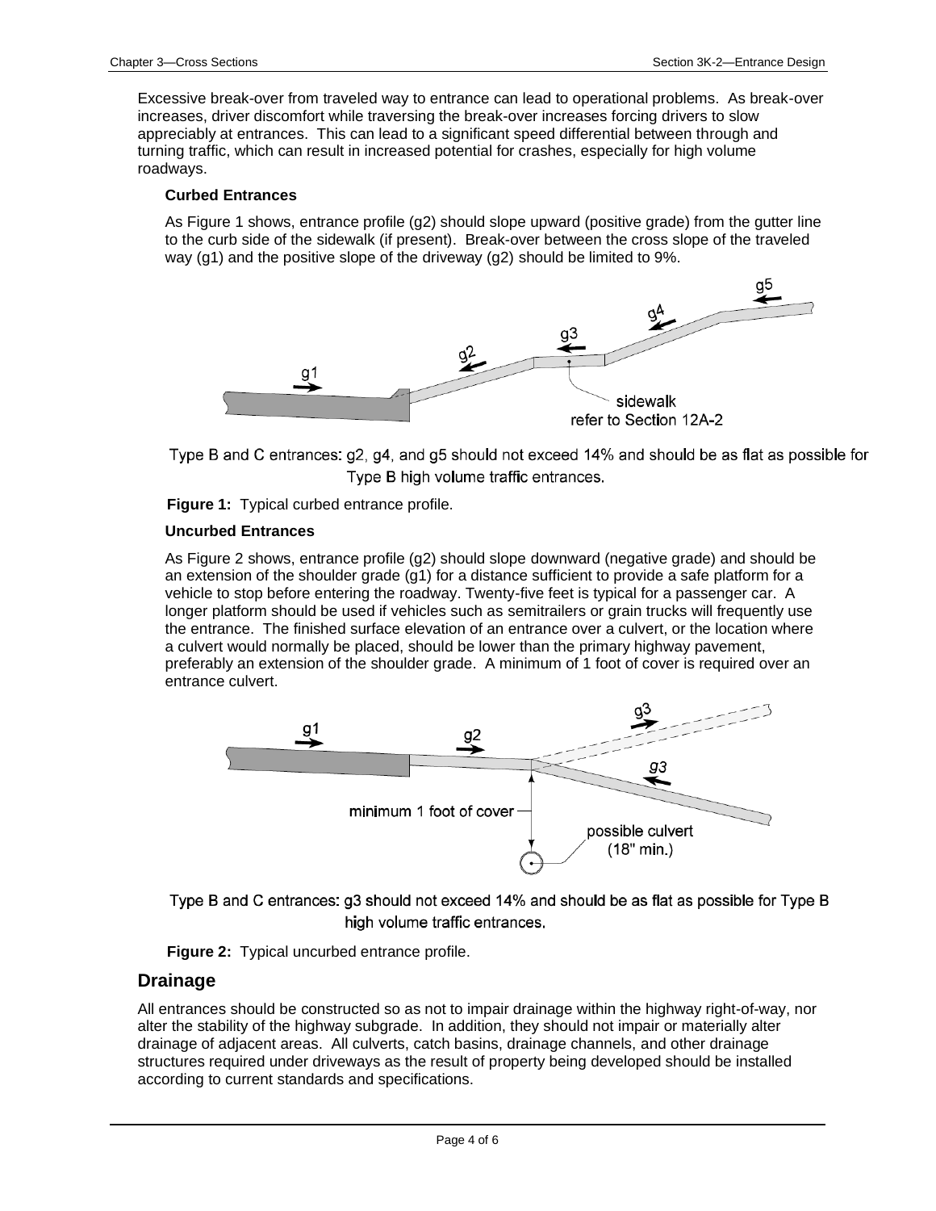Excessive break-over from traveled way to entrance can lead to operational problems. As break-over increases, driver discomfort while traversing the break-over increases forcing drivers to slow appreciably at entrances. This can lead to a significant speed differential between through and turning traffic, which can result in increased potential for crashes, especially for high volume roadways.

### Curbed Entrances

As Figure 1 shows, entrance profile (g2) should slope upward (positive grade) from the gutter line to the curb side of the sidewalk (if present). Break-over between the cross slope of the traveled way (g1) and the positive slope of the driveway (g2) should be limited to 9%.

Type B and C entrances: g2, g4, and g5 should not exceed 14% and should be as flat as possible for Type B high volume traffic entrances.

**Figure 1:** Typical curbed entrance profile.

### Uncurbed Entrances

As Figure 2 shows, entrance profile (g2) should slope downward (negative grade) and should be an extension of the shoulder grade (g1) for a distance sufficient to provide a safe platform for a vehicle to stop before entering the roadway. Twenty-five feet is typical for a passenger car. A longer platform should be used if vehicles such as semitrailers or grain trucks will frequently use the entrance. The finished surface elevation of an entrance over a culvert, or the location where a culvert would normally be placed, should be lower than the primary highway pavement, preferably an extension of the shoulder grade. A minimum of 1 foot of cover is required over an entrance culvert.

Type B and C entrances: g3 should not exceed 14% and should be as flat as possible for Type B high volume traffic entrances.

**Figure 2:** Typical uncurbed entrance profile.

## Drainage

All entrances should be constructed so as not to impair drainage within the highway right-of-way, nor alter the stability of the highway subgrade. In addition, they should not impair or materially alter drainage of adjacent areas. All culverts, catch basins, drainage channels, and other drainage structures required under driveways as the result of property being developed should be installed according to current standards and specifications.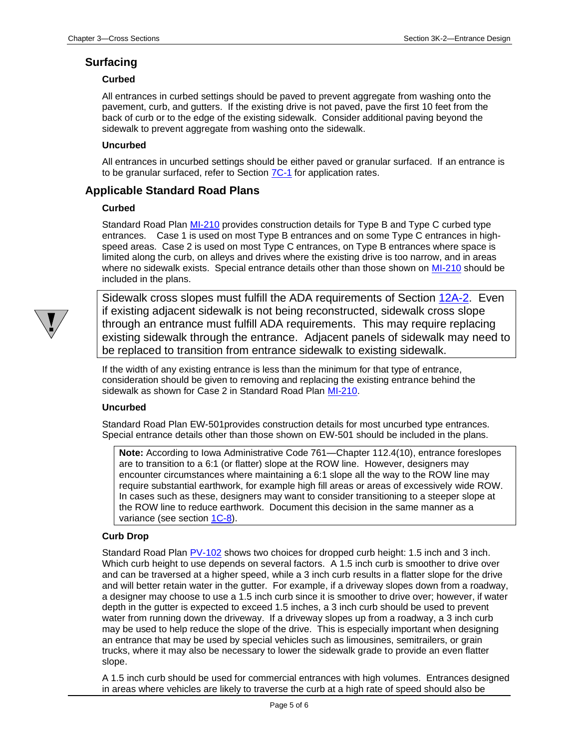## Surfacing

### Curbed

All entrances in curbed settings should be paved to prevent aggregate from washing onto the pavement, curb, and gutters. If the existing drive is not paved, pave the first 10 feet from the back of curb or to the edge of the existing sidewalk. Consider additional paving beyond the sidewalk to prevent aggregate from washing onto the sidewalk.

### Uncurbed

All entrances in uncurbed settings should be either paved or granular surfaced. If an entrance is to be granular surfaced, refer to Section 7C-1 for application rates.

## Applicable Standard Road Plans

### Curbed

Standard Road Plan MI-210 provides construction details for Type B and Type C curbed type entrances. Case 1 is used on most Type B entrances and on some Type C entrances in high-speed areas. Case 2 is used on most Type C entrances, on Type B entrances where space is limited along the curb, on alleys and drives where the existing drive is too narrow, and in areas where no sidewalk exists. Special entrance details other than those shown on MI-210 should be included in the plans.

> Sidewalk cross slopes must fulfill the ADA requirements of Section 12A-2. Even if existing adjacent sidewalk is not being reconstructed, sidewalk cross slope through an entrance must fulfill ADA requirements. This may require replacing existing sidewalk through the entrance. Adjacent panels of sidewalk may need to be replaced to transition from entrance sidewalk to existing sidewalk.

If the width of any existing entrance is less than the minimum for that type of entrance, consideration should be given to removing and replacing the existing entrance behind the sidewalk as shown for Case 2 in Standard Road Plan MI-210.

### Uncurbed

Standard Road Plan EW-501provides construction details for most uncurbed type entrances. Special entrance details other than those shown on EW-501 should be included in the plans.

> **Note:** According to Iowa Administrative Code 761—Chapter 112.4(10), entrance foreslopes are to transition to a 6:1 (or flatter) slope at the ROW line. However, designers may encounter circumstances where maintaining a 6:1 slope all the way to the ROW line may require substantial earthwork, for example high fill areas or areas of excessively wide ROW. In cases such as these, designers may want to consider transitioning to a steeper slope at the ROW line to reduce earthwork. Document this decision in the same manner as a variance (see section 1C-8).

### Curb Drop

Standard Road Plan PV-102 shows two choices for dropped curb height: 1.5 inch and 3 inch. Which curb height to use depends on several factors. A 1.5 inch curb is smoother to drive over and can be traversed at a higher speed, while a 3 inch curb results in a flatter slope for the drive and will better retain water in the gutter. For example, if a driveway slopes down from a roadway, a designer may choose to use a 1.5 inch curb since it is smoother to drive over; however, if water depth in the gutter is expected to exceed 1.5 inches, a 3 inch curb should be used to prevent water from running down the driveway. If a driveway slopes up from a roadway, a 3 inch curb may be used to help reduce the slope of the drive. This is especially important when designing an entrance that may be used by special vehicles such as limousines, semitrailers, or grain trucks, where it may also be necessary to lower the sidewalk grade to provide an even flatter slope.

A 1.5 inch curb should be used for commercial entrances with high volumes. Entrances designed in areas where vehicles are likely to traverse the curb at a high rate of speed should also be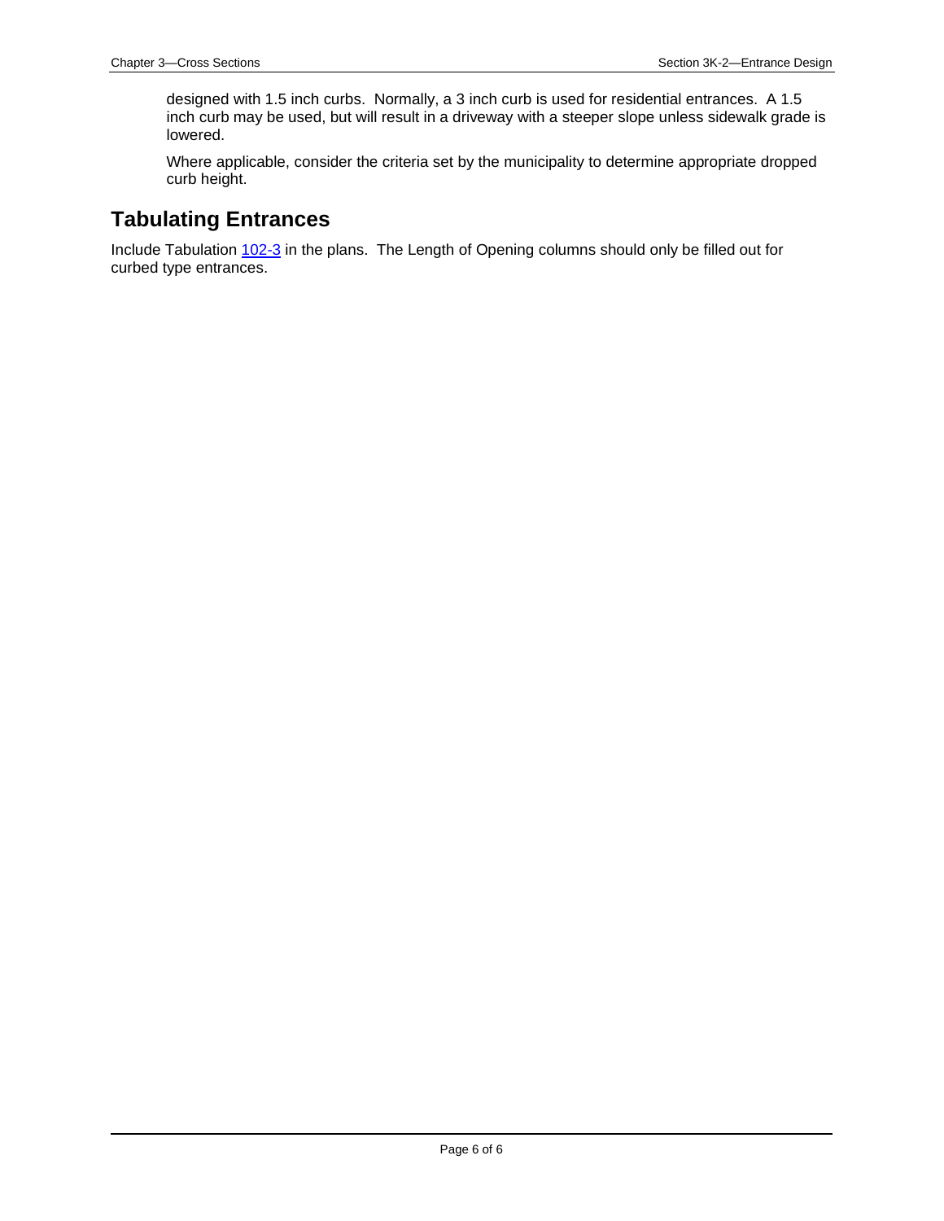designed with 1.5 inch curbs. Normally, a 3 inch curb is used for residential entrances. A 1.5 inch curb may be used, but will result in a driveway with a steeper slope unless sidewalk grade is lowered.

Where applicable, consider the criteria set by the municipality to determine appropriate dropped curb height.

## Tabulating Entrances

Include Tabulation 102-3 in the plans. The Length of Opening columns should only be filled out for curbed type entrances.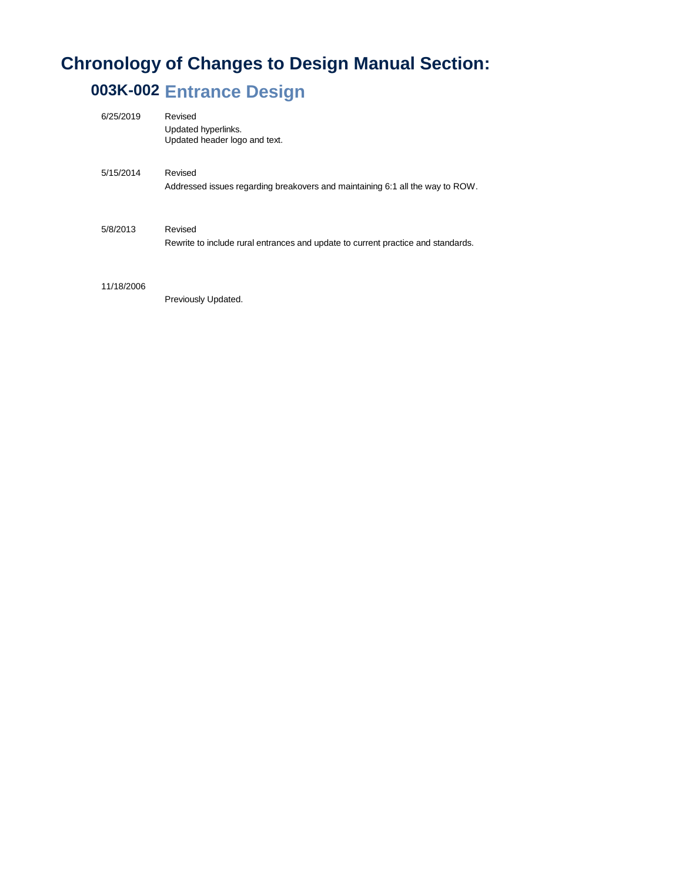# Chronology of Changes to Design Manual Section:

## 003K-002 Entrance Design

| | |
|---|---|
| 6/25/2019 | Revised<br>Updated hyperlinks.<br>Updated header logo and text. |
| 5/15/2014 | Revised<br>Addressed issues regarding breakovers and maintaining 6:1 all the way to ROW. |
| 5/8/2013 | Revised<br>Rewrite to include rural entrances and update to current practice and standards. |
| 11/18/2006 | Previously Updated. |